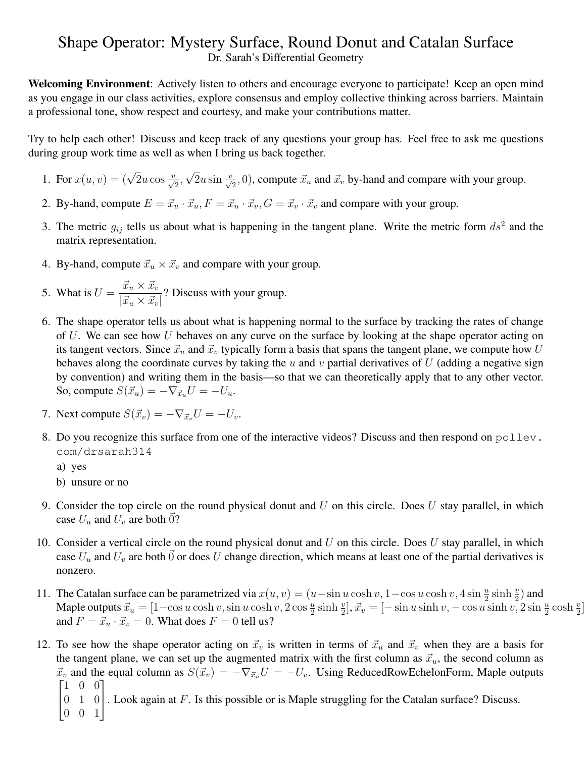# Shape Operator: Mystery Surface, Round Donut and Catalan Surface

Dr. Sarah's Differential Geometry

**Welcoming Environment**: Actively listen to others and encourage everyone to participate! Keep an open mind as you engage in our class activities, explore consensus and employ collective thinking across barriers. Maintain a professional tone, show respect and courtesy, and make your contributions matter.

Try to help each other! Discuss and keep track of any questions your group has. Feel free to ask me questions during group work time as well as when I bring us back together.

1. For $x(u,v) = (\sqrt{2}u\cos\frac{v}{\sqrt{2}}, \sqrt{2}u\sin\frac{v}{\sqrt{2}}, 0)$, compute $\vec{x}_u$ and $\vec{x}_v$ by-hand and compare with your group.
2. By-hand, compute $E = \vec{x}_u \cdot \vec{x}_u, F = \vec{x}_u \cdot \vec{x}_v, G = \vec{x}_v \cdot \vec{x}_v$ and compare with your group.
3. The metric $g_{ij}$ tells us about what is happening in the tangent plane. Write the metric form $ds^2$ and the matrix representation.
4. By-hand, compute $\vec{x}_u \times \vec{x}_v$ and compare with your group.
5. What is $U = \dfrac{\vec{x}_u \times \vec{x}_v}{|\vec{x}_u \times \vec{x}_v|}$? Discuss with your group.
6. The shape operator tells us about what is happening normal to the surface by tracking the rates of change of $U$. We can see how $U$ behaves on any curve on the surface by looking at the shape operator acting on its tangent vectors. Since $\vec{x}_u$ and $\vec{x}_v$ typically form a basis that spans the tangent plane, we compute how $U$ behaves along the coordinate curves by taking the $u$ and $v$ partial derivatives of $U$ (adding a negative sign by convention) and writing them in the basis—so that we can theoretically apply that to any other vector. So, compute $S(\vec{x}_u) = -\nabla_{\vec{x}_u}U = -U_u$.
7. Next compute $S(\vec{x}_v) = -\nabla_{\vec{x}_v}U = -U_v$.
8. Do you recognize this surface from one of the interactive videos? Discuss and then respond on pollev.com/drsarah314
   a) yes
   b) unsure or no
9. Consider the top circle on the round physical donut and $U$ on this circle. Does $U$ stay parallel, in which case $U_u$ and $U_v$ are both $\vec{0}$?
10. Consider a vertical circle on the round physical donut and $U$ on this circle. Does $U$ stay parallel, in which case $U_u$ and $U_v$ are both $\vec{0}$ or does $U$ change direction, which means at least one of the partial derivatives is nonzero.
11. The Catalan surface can be parametrized via $x(u,v) = (u - \sin u\cosh v, 1 - \cos u\cosh v, 4\sin\frac{u}{2}\sinh\frac{v}{2})$ and Maple outputs $\vec{x}_u = [1 - \cos u\cosh v, \sin u\cosh v, 2\cos\frac{u}{2}\sinh\frac{v}{2}]$, $\vec{x}_v = [-\sin u\sinh v, -\cos u\sinh v, 2\sin\frac{u}{2}\cosh\frac{v}{2}]$ and $F = \vec{x}_u \cdot \vec{x}_v = 0$. What does $F = 0$ tell us?
12. To see how the shape operator acting on $\vec{x}_v$ is written in terms of $\vec{x}_u$ and $\vec{x}_v$ when they are a basis for the tangent plane, we can set up the augmented matrix with the first column as $\vec{x}_u$, the second column as $\vec{x}_v$ and the equal column as $S(\vec{x}_v) = -\nabla_{\vec{x}_u}U = -U_v$. Using ReducedRowEchelonForm, Maple outputs $\begin{bmatrix} 1 & 0 & 0 \\ 0 & 1 & 0 \\ 0 & 0 & 1 \end{bmatrix}$. Look again at $F$. Is this possible or is Maple struggling for the Catalan surface? Discuss.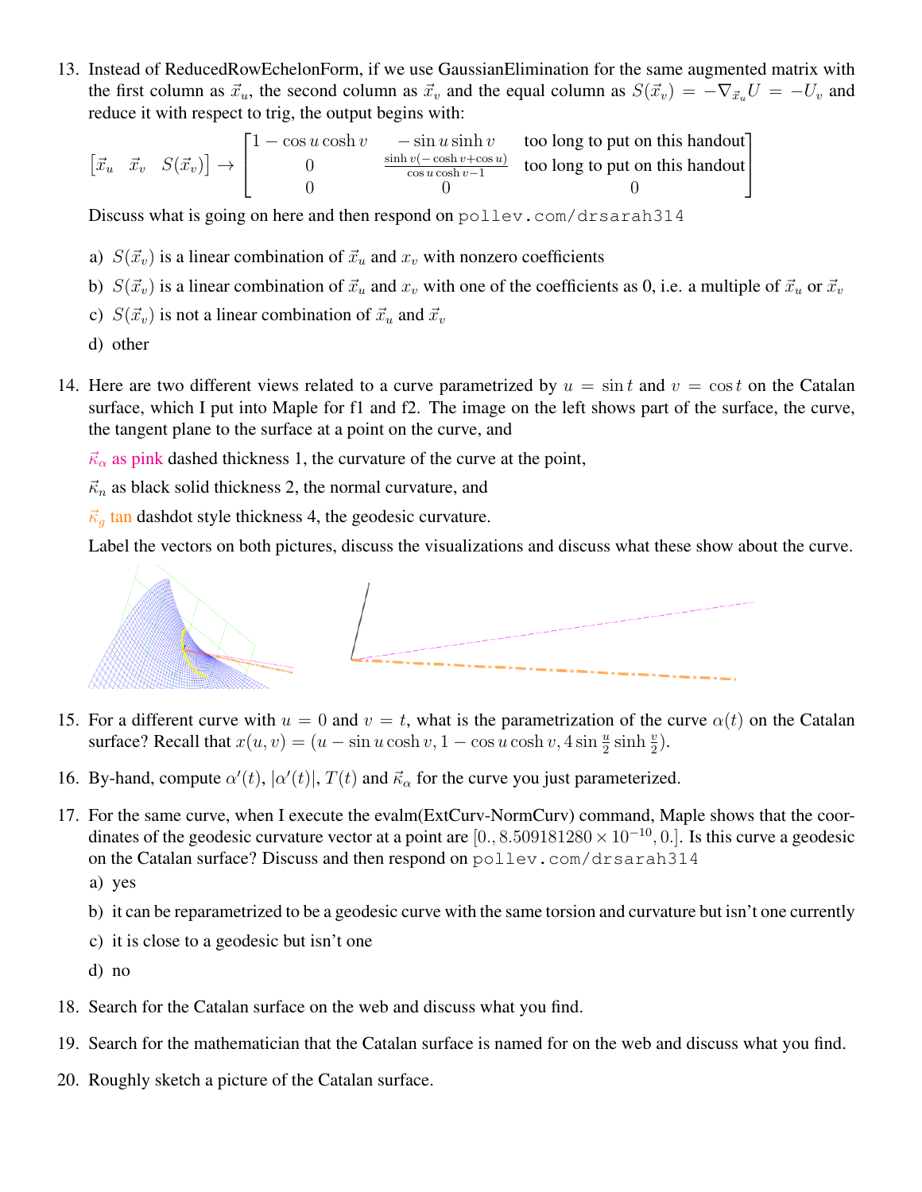13. Instead of ReducedRowEchelonForm, if we use GaussianElimination for the same augmented matrix with the first column as $\vec{x}_u$, the second column as $\vec{x}_v$ and the equal column as $S(\vec{x}_v) = -\nabla_{\vec{x}_u} U = -U_v$ and reduce it with respect to trig, the output begins with:

$$\begin{bmatrix} \vec{x}_u & \vec{x}_v & S(\vec{x}_v) \end{bmatrix} \rightarrow \begin{bmatrix} 1 - \cos u \cosh v & -\sin u \sinh v & \text{too long to put on this handout} \\ 0 & \frac{\sinh v(-\cosh v + \cos u)}{\cos u \cosh v - 1} & \text{too long to put on this handout} \\ 0 & 0 & 0 \end{bmatrix}$$

Discuss what is going on here and then respond on `pollev.com/drsarah314`

a) $S(\vec{x}_v)$ is a linear combination of $\vec{x}_u$ and $x_v$ with nonzero coefficients

b) $S(\vec{x}_v)$ is a linear combination of $\vec{x}_u$ and $x_v$ with one of the coefficients as 0, i.e. a multiple of $\vec{x}_u$ or $\vec{x}_v$

c) $S(\vec{x}_v)$ is not a linear combination of $\vec{x}_u$ and $\vec{x}_v$

d) other

14. Here are two different views related to a curve parametrized by $u = \sin t$ and $v = \cos t$ on the Catalan surface, which I put into Maple for f1 and f2. The image on the left shows part of the surface, the curve, the tangent plane to the surface at a point on the curve, and

$\vec{\kappa}_\alpha$ as pink dashed thickness 1, the curvature of the curve at the point,

$\vec{\kappa}_n$ as black solid thickness 2, the normal curvature, and

$\vec{\kappa}_g$ tan dashdot style thickness 4, the geodesic curvature.

Label the vectors on both pictures, discuss the visualizations and discuss what these show about the curve.

15. For a different curve with $u = 0$ and $v = t$, what is the parametrization of the curve $\alpha(t)$ on the Catalan surface? Recall that $x(u, v) = (u - \sin u \cosh v, 1 - \cos u \cosh v, 4 \sin \frac{u}{2} \sinh \frac{v}{2})$.

16. By-hand, compute $\alpha'(t)$, $|\alpha'(t)|$, $T(t)$ and $\vec{\kappa}_\alpha$ for the curve you just parameterized.

17. For the same curve, when I execute the evalm(ExtCurv-NormCurv) command, Maple shows that the coordinates of the geodesic curvature vector at a point are $[0., 8.509181280 \times 10^{-10}, 0.]$. Is this curve a geodesic on the Catalan surface? Discuss and then respond on `pollev.com/drsarah314`

a) yes

b) it can be reparametrized to be a geodesic curve with the same torsion and curvature but isn't one currently

c) it is close to a geodesic but isn't one

d) no

18. Search for the Catalan surface on the web and discuss what you find.

19. Search for the mathematician that the Catalan surface is named for on the web and discuss what you find.

20. Roughly sketch a picture of the Catalan surface.